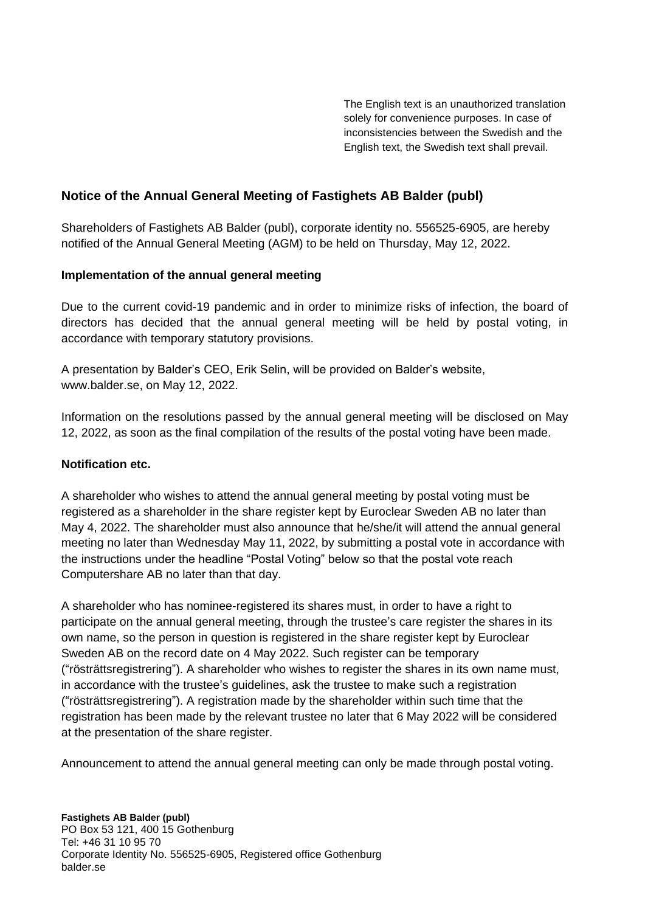The English text is an unauthorized translation solely for convenience purposes. In case of inconsistencies between the Swedish and the English text, the Swedish text shall prevail.

## Notice of the Annual General Meeting of Fastighets AB Balder (publ)

Shareholders of Fastighets AB Balder (publ), corporate identity no. 556525-6905, are hereby notified of the Annual General Meeting (AGM) to be held on Thursday, May 12, 2022.

### Implementation of the annual general meeting

Due to the current covid-19 pandemic and in order to minimize risks of infection, the board of directors has decided that the annual general meeting will be held by postal voting, in accordance with temporary statutory provisions.

A presentation by Balder's CEO, Erik Selin, will be provided on Balder's website, www.balder.se, on May 12, 2022.

Information on the resolutions passed by the annual general meeting will be disclosed on May 12, 2022, as soon as the final compilation of the results of the postal voting have been made.

### Notification etc.

A shareholder who wishes to attend the annual general meeting by postal voting must be registered as a shareholder in the share register kept by Euroclear Sweden AB no later than May 4, 2022. The shareholder must also announce that he/she/it will attend the annual general meeting no later than Wednesday May 11, 2022, by submitting a postal vote in accordance with the instructions under the headline "Postal Voting" below so that the postal vote reach Computershare AB no later than that day.

A shareholder who has nominee-registered its shares must, in order to have a right to participate on the annual general meeting, through the trustee's care register the shares in its own name, so the person in question is registered in the share register kept by Euroclear Sweden AB on the record date on 4 May 2022. Such register can be temporary ("rösträttsregistrering"). A shareholder who wishes to register the shares in its own name must, in accordance with the trustee's guidelines, ask the trustee to make such a registration ("rösträttsregistrering"). A registration made by the shareholder within such time that the registration has been made by the relevant trustee no later that 6 May 2022 will be considered at the presentation of the share register.

Announcement to attend the annual general meeting can only be made through postal voting.

**Fastighets AB Balder (publ)**
PO Box 53 121, 400 15 Gothenburg
Tel: +46 31 10 95 70
Corporate Identity No. 556525-6905, Registered office Gothenburg
balder.se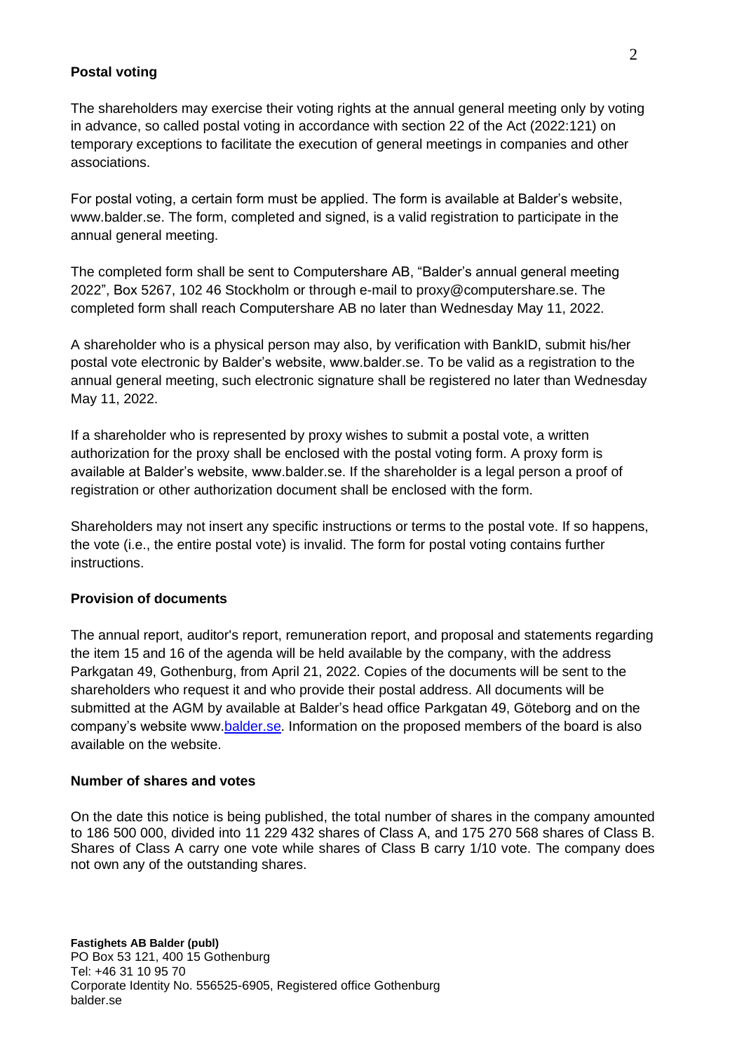**Postal voting**

The shareholders may exercise their voting rights at the annual general meeting only by voting in advance, so called postal voting in accordance with section 22 of the Act (2022:121) on temporary exceptions to facilitate the execution of general meetings in companies and other associations.

For postal voting, a certain form must be applied. The form is available at Balder's website, www.balder.se. The form, completed and signed, is a valid registration to participate in the annual general meeting.

The completed form shall be sent to Computershare AB, "Balder's annual general meeting 2022", Box 5267, 102 46 Stockholm or through e-mail to proxy@computershare.se. The completed form shall reach Computershare AB no later than Wednesday May 11, 2022.

A shareholder who is a physical person may also, by verification with BankID, submit his/her postal vote electronic by Balder's website, www.balder.se. To be valid as a registration to the annual general meeting, such electronic signature shall be registered no later than Wednesday May 11, 2022.

If a shareholder who is represented by proxy wishes to submit a postal vote, a written authorization for the proxy shall be enclosed with the postal voting form. A proxy form is available at Balder's website, www.balder.se. If the shareholder is a legal person a proof of registration or other authorization document shall be enclosed with the form.

Shareholders may not insert any specific instructions or terms to the postal vote. If so happens, the vote (i.e., the entire postal vote) is invalid. The form for postal voting contains further instructions.

**Provision of documents**

The annual report, auditor's report, remuneration report, and proposal and statements regarding the item 15 and 16 of the agenda will be held available by the company, with the address Parkgatan 49, Gothenburg, from April 21, 2022. Copies of the documents will be sent to the shareholders who request it and who provide their postal address. All documents will be submitted at the AGM by available at Balder's head office Parkgatan 49, Göteborg and on the company's website www.balder.se. Information on the proposed members of the board is also available on the website.

**Number of shares and votes**

On the date this notice is being published, the total number of shares in the company amounted to 186 500 000, divided into 11 229 432 shares of Class A, and 175 270 568 shares of Class B. Shares of Class A carry one vote while shares of Class B carry 1/10 vote. The company does not own any of the outstanding shares.

**Fastighets AB Balder (publ)**
PO Box 53 121, 400 15 Gothenburg
Tel: +46 31 10 95 70
Corporate Identity No. 556525-6905, Registered office Gothenburg
balder.se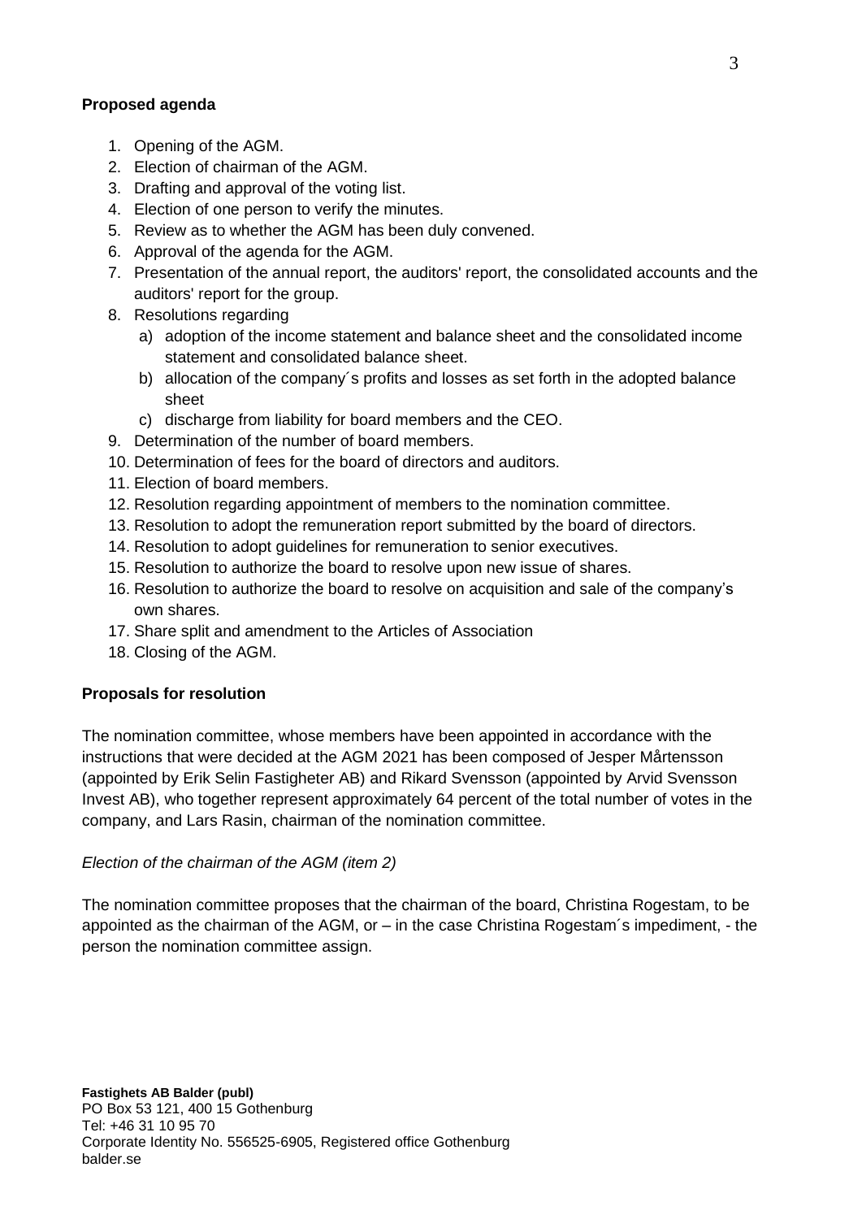**Proposed agenda**

1. Opening of the AGM.
2. Election of chairman of the AGM.
3. Drafting and approval of the voting list.
4. Election of one person to verify the minutes.
5. Review as to whether the AGM has been duly convened.
6. Approval of the agenda for the AGM.
7. Presentation of the annual report, the auditors' report, the consolidated accounts and the auditors' report for the group.
8. Resolutions regarding
   a) adoption of the income statement and balance sheet and the consolidated income statement and consolidated balance sheet.
   b) allocation of the company´s profits and losses as set forth in the adopted balance sheet
   c) discharge from liability for board members and the CEO.
9. Determination of the number of board members.
10. Determination of fees for the board of directors and auditors.
11. Election of board members.
12. Resolution regarding appointment of members to the nomination committee.
13. Resolution to adopt the remuneration report submitted by the board of directors.
14. Resolution to adopt guidelines for remuneration to senior executives.
15. Resolution to authorize the board to resolve upon new issue of shares.
16. Resolution to authorize the board to resolve on acquisition and sale of the company's own shares.
17. Share split and amendment to the Articles of Association
18. Closing of the AGM.

**Proposals for resolution**

The nomination committee, whose members have been appointed in accordance with the instructions that were decided at the AGM 2021 has been composed of Jesper Mårtensson (appointed by Erik Selin Fastigheter AB) and Rikard Svensson (appointed by Arvid Svensson Invest AB), who together represent approximately 64 percent of the total number of votes in the company, and Lars Rasin, chairman of the nomination committee.

*Election of the chairman of the AGM (item 2)*

The nomination committee proposes that the chairman of the board, Christina Rogestam, to be appointed as the chairman of the AGM, or – in the case Christina Rogestam´s impediment, - the person the nomination committee assign.

**Fastighets AB Balder (publ)**
PO Box 53 121, 400 15 Gothenburg
Tel: +46 31 10 95 70
Corporate Identity No. 556525-6905, Registered office Gothenburg
balder.se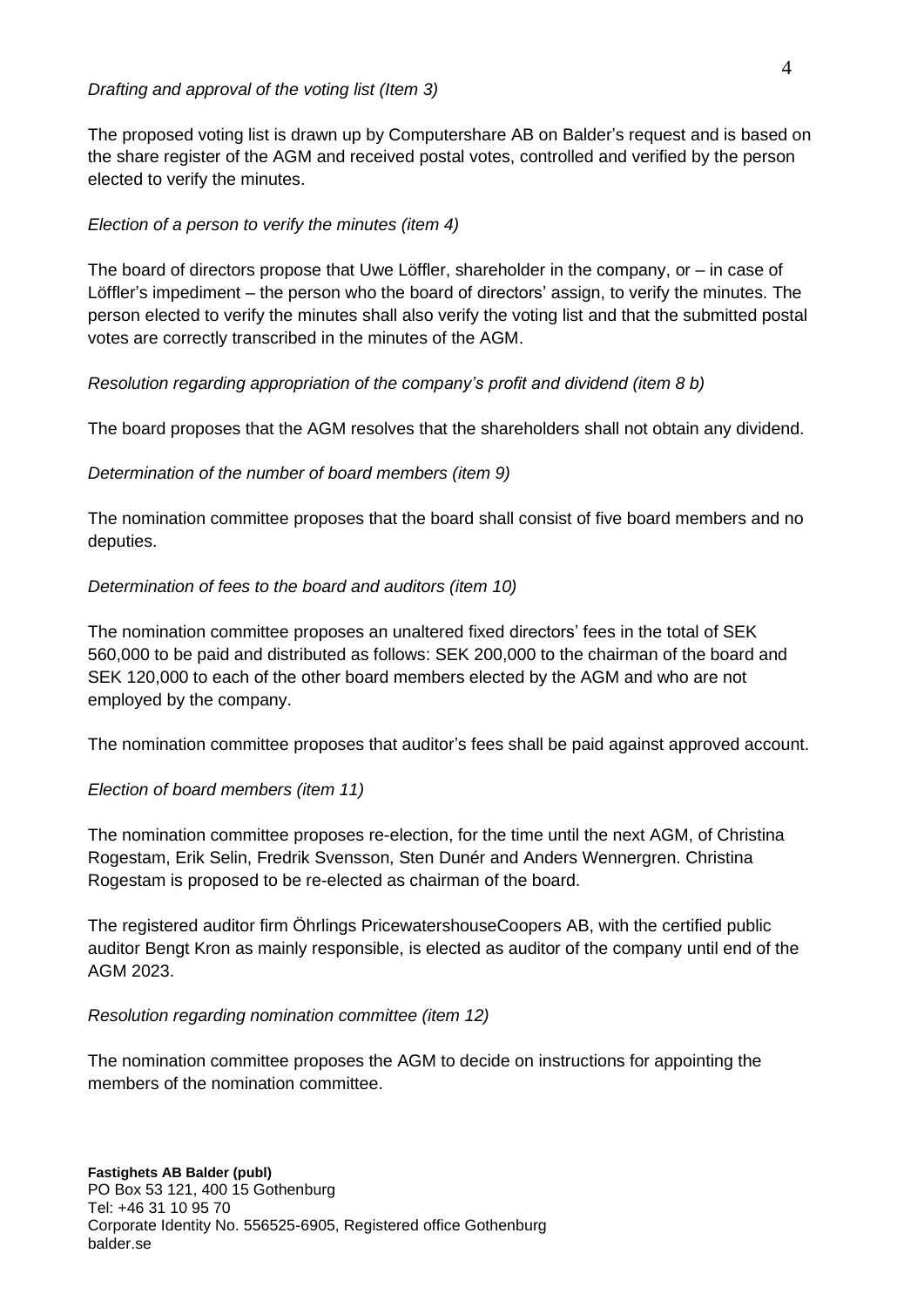*Drafting and approval of the voting list (Item 3)*

The proposed voting list is drawn up by Computershare AB on Balder's request and is based on the share register of the AGM and received postal votes, controlled and verified by the person elected to verify the minutes.

*Election of a person to verify the minutes (item 4)*

The board of directors propose that Uwe Löffler, shareholder in the company, or – in case of Löffler's impediment – the person who the board of directors' assign, to verify the minutes. The person elected to verify the minutes shall also verify the voting list and that the submitted postal votes are correctly transcribed in the minutes of the AGM.

*Resolution regarding appropriation of the company's profit and dividend (item 8 b)*

The board proposes that the AGM resolves that the shareholders shall not obtain any dividend.

*Determination of the number of board members (item 9)*

The nomination committee proposes that the board shall consist of five board members and no deputies.

*Determination of fees to the board and auditors (item 10)*

The nomination committee proposes an unaltered fixed directors' fees in the total of SEK 560,000 to be paid and distributed as follows: SEK 200,000 to the chairman of the board and SEK 120,000 to each of the other board members elected by the AGM and who are not employed by the company.

The nomination committee proposes that auditor's fees shall be paid against approved account.

*Election of board members (item 11)*

The nomination committee proposes re-election, for the time until the next AGM, of Christina Rogestam, Erik Selin, Fredrik Svensson, Sten Dunér and Anders Wennergren. Christina Rogestam is proposed to be re-elected as chairman of the board.

The registered auditor firm Öhrlings PricewatershouseCoopers AB, with the certified public auditor Bengt Kron as mainly responsible, is elected as auditor of the company until end of the AGM 2023.

*Resolution regarding nomination committee (item 12)*

The nomination committee proposes the AGM to decide on instructions for appointing the members of the nomination committee.

**Fastighets AB Balder (publ)**
PO Box 53 121, 400 15 Gothenburg
Tel: +46 31 10 95 70
Corporate Identity No. 556525-6905, Registered office Gothenburg
balder.se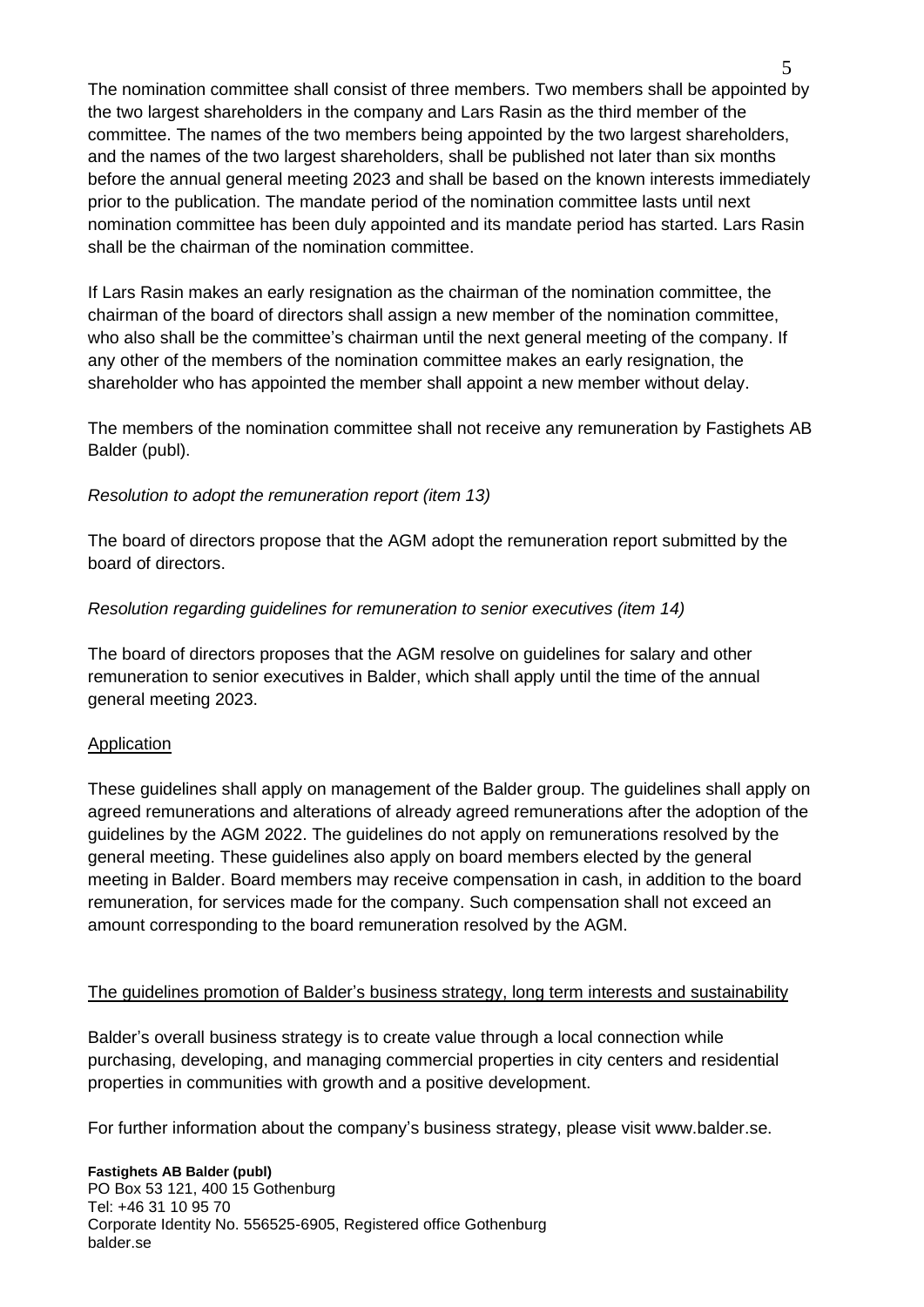The nomination committee shall consist of three members. Two members shall be appointed by the two largest shareholders in the company and Lars Rasin as the third member of the committee. The names of the two members being appointed by the two largest shareholders, and the names of the two largest shareholders, shall be published not later than six months before the annual general meeting 2023 and shall be based on the known interests immediately prior to the publication. The mandate period of the nomination committee lasts until next nomination committee has been duly appointed and its mandate period has started. Lars Rasin shall be the chairman of the nomination committee.

If Lars Rasin makes an early resignation as the chairman of the nomination committee, the chairman of the board of directors shall assign a new member of the nomination committee, who also shall be the committee's chairman until the next general meeting of the company. If any other of the members of the nomination committee makes an early resignation, the shareholder who has appointed the member shall appoint a new member without delay.

The members of the nomination committee shall not receive any remuneration by Fastighets AB Balder (publ).

*Resolution to adopt the remuneration report (item 13)*

The board of directors propose that the AGM adopt the remuneration report submitted by the board of directors.

*Resolution regarding guidelines for remuneration to senior executives (item 14)*

The board of directors proposes that the AGM resolve on guidelines for salary and other remuneration to senior executives in Balder, which shall apply until the time of the annual general meeting 2023.

<u>Application</u>

These guidelines shall apply on management of the Balder group. The guidelines shall apply on agreed remunerations and alterations of already agreed remunerations after the adoption of the guidelines by the AGM 2022. The guidelines do not apply on remunerations resolved by the general meeting. These guidelines also apply on board members elected by the general meeting in Balder. Board members may receive compensation in cash, in addition to the board remuneration, for services made for the company. Such compensation shall not exceed an amount corresponding to the board remuneration resolved by the AGM.

<u>The guidelines promotion of Balder's business strategy, long term interests and sustainability</u>

Balder's overall business strategy is to create value through a local connection while purchasing, developing, and managing commercial properties in city centers and residential properties in communities with growth and a positive development.

For further information about the company's business strategy, please visit www.balder.se.

**Fastighets AB Balder (publ)**
PO Box 53 121, 400 15 Gothenburg
Tel: +46 31 10 95 70
Corporate Identity No. 556525-6905, Registered office Gothenburg
balder.se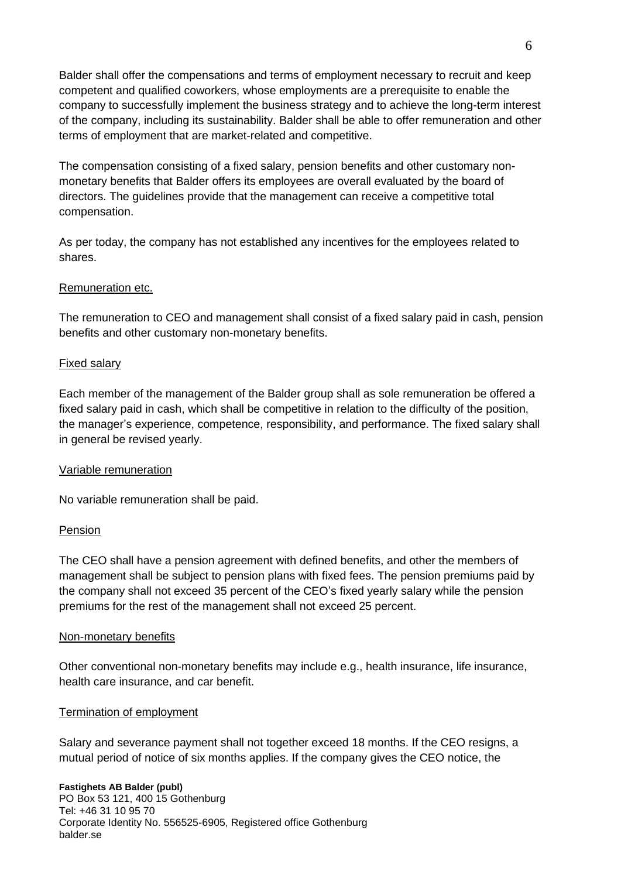Balder shall offer the compensations and terms of employment necessary to recruit and keep competent and qualified coworkers, whose employments are a prerequisite to enable the company to successfully implement the business strategy and to achieve the long-term interest of the company, including its sustainability. Balder shall be able to offer remuneration and other terms of employment that are market-related and competitive.

The compensation consisting of a fixed salary, pension benefits and other customary non-monetary benefits that Balder offers its employees are overall evaluated by the board of directors. The guidelines provide that the management can receive a competitive total compensation.

As per today, the company has not established any incentives for the employees related to shares.

Remuneration etc.

The remuneration to CEO and management shall consist of a fixed salary paid in cash, pension benefits and other customary non-monetary benefits.

Fixed salary

Each member of the management of the Balder group shall as sole remuneration be offered a fixed salary paid in cash, which shall be competitive in relation to the difficulty of the position, the manager's experience, competence, responsibility, and performance. The fixed salary shall in general be revised yearly.

Variable remuneration

No variable remuneration shall be paid.

Pension

The CEO shall have a pension agreement with defined benefits, and other the members of management shall be subject to pension plans with fixed fees. The pension premiums paid by the company shall not exceed 35 percent of the CEO's fixed yearly salary while the pension premiums for the rest of the management shall not exceed 25 percent.

Non-monetary benefits

Other conventional non-monetary benefits may include e.g., health insurance, life insurance, health care insurance, and car benefit.

Termination of employment

Salary and severance payment shall not together exceed 18 months. If the CEO resigns, a mutual period of notice of six months applies. If the company gives the CEO notice, the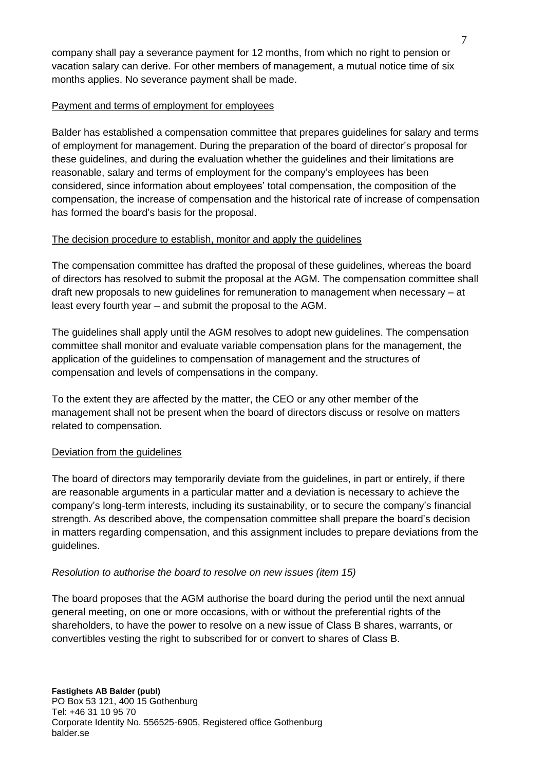company shall pay a severance payment for 12 months, from which no right to pension or vacation salary can derive. For other members of management, a mutual notice time of six months applies. No severance payment shall be made.

<u>Payment and terms of employment for employees</u>

Balder has established a compensation committee that prepares guidelines for salary and terms of employment for management. During the preparation of the board of director's proposal for these guidelines, and during the evaluation whether the guidelines and their limitations are reasonable, salary and terms of employment for the company's employees has been considered, since information about employees' total compensation, the composition of the compensation, the increase of compensation and the historical rate of increase of compensation has formed the board's basis for the proposal.

<u>The decision procedure to establish, monitor and apply the guidelines</u>

The compensation committee has drafted the proposal of these guidelines, whereas the board of directors has resolved to submit the proposal at the AGM. The compensation committee shall draft new proposals to new guidelines for remuneration to management when necessary – at least every fourth year – and submit the proposal to the AGM.

The guidelines shall apply until the AGM resolves to adopt new guidelines. The compensation committee shall monitor and evaluate variable compensation plans for the management, the application of the guidelines to compensation of management and the structures of compensation and levels of compensations in the company.

To the extent they are affected by the matter, the CEO or any other member of the management shall not be present when the board of directors discuss or resolve on matters related to compensation.

<u>Deviation from the guidelines</u>

The board of directors may temporarily deviate from the guidelines, in part or entirely, if there are reasonable arguments in a particular matter and a deviation is necessary to achieve the company's long-term interests, including its sustainability, or to secure the company's financial strength. As described above, the compensation committee shall prepare the board's decision in matters regarding compensation, and this assignment includes to prepare deviations from the guidelines.

*Resolution to authorise the board to resolve on new issues (item 15)*

The board proposes that the AGM authorise the board during the period until the next annual general meeting, on one or more occasions, with or without the preferential rights of the shareholders, to have the power to resolve on a new issue of Class B shares, warrants, or convertibles vesting the right to subscribed for or convert to shares of Class B.

**Fastighets AB Balder (publ)**
PO Box 53 121, 400 15 Gothenburg
Tel: +46 31 10 95 70
Corporate Identity No. 556525-6905, Registered office Gothenburg
balder.se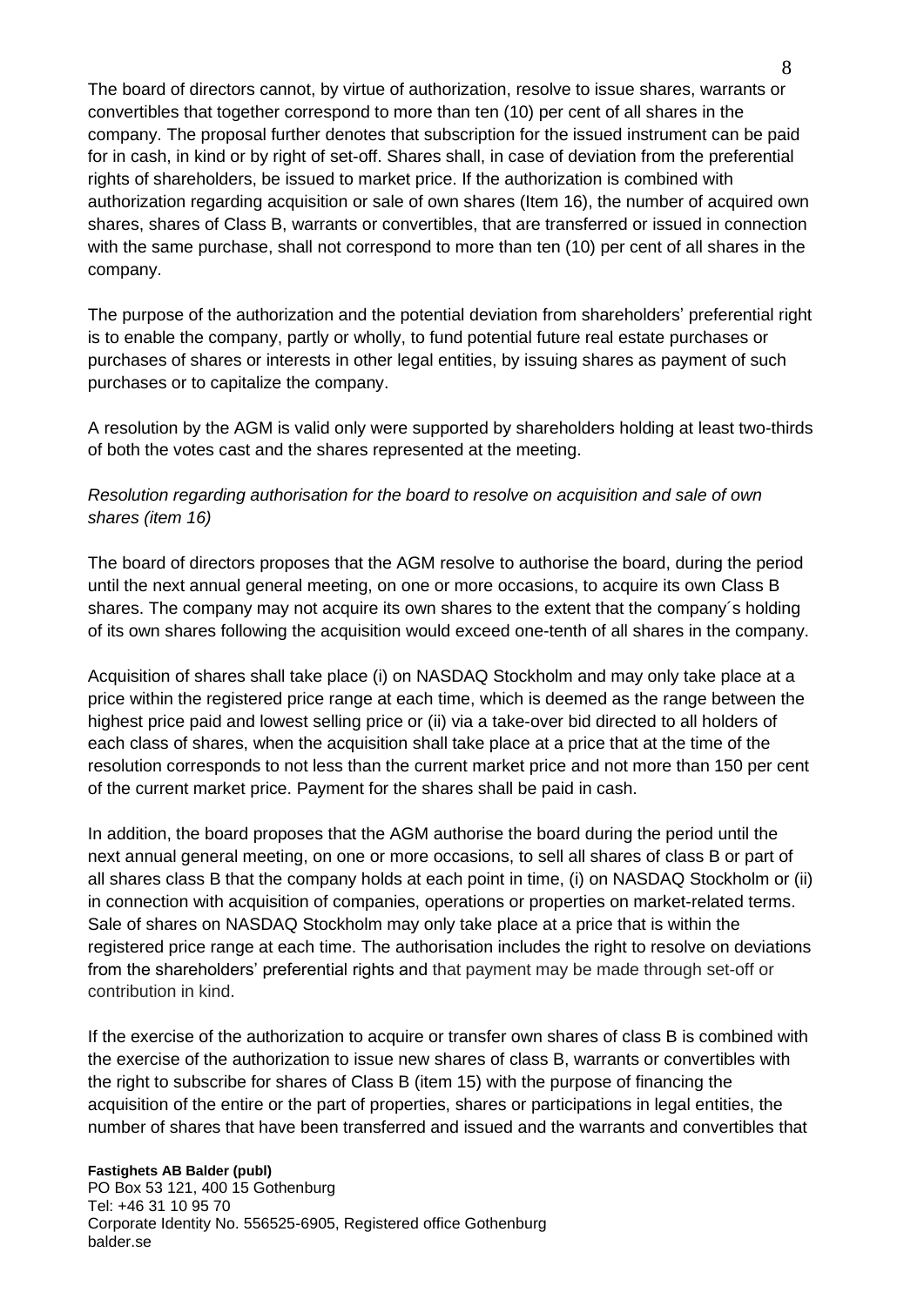The board of directors cannot, by virtue of authorization, resolve to issue shares, warrants or convertibles that together correspond to more than ten (10) per cent of all shares in the company. The proposal further denotes that subscription for the issued instrument can be paid for in cash, in kind or by right of set-off. Shares shall, in case of deviation from the preferential rights of shareholders, be issued to market price. If the authorization is combined with authorization regarding acquisition or sale of own shares (Item 16), the number of acquired own shares, shares of Class B, warrants or convertibles, that are transferred or issued in connection with the same purchase, shall not correspond to more than ten (10) per cent of all shares in the company.

The purpose of the authorization and the potential deviation from shareholders' preferential right is to enable the company, partly or wholly, to fund potential future real estate purchases or purchases of shares or interests in other legal entities, by issuing shares as payment of such purchases or to capitalize the company.

A resolution by the AGM is valid only were supported by shareholders holding at least two-thirds of both the votes cast and the shares represented at the meeting.

*Resolution regarding authorisation for the board to resolve on acquisition and sale of own shares (item 16)*

The board of directors proposes that the AGM resolve to authorise the board, during the period until the next annual general meeting, on one or more occasions, to acquire its own Class B shares. The company may not acquire its own shares to the extent that the company´s holding of its own shares following the acquisition would exceed one-tenth of all shares in the company.

Acquisition of shares shall take place (i) on NASDAQ Stockholm and may only take place at a price within the registered price range at each time, which is deemed as the range between the highest price paid and lowest selling price or (ii) via a take-over bid directed to all holders of each class of shares, when the acquisition shall take place at a price that at the time of the resolution corresponds to not less than the current market price and not more than 150 per cent of the current market price. Payment for the shares shall be paid in cash.

In addition, the board proposes that the AGM authorise the board during the period until the next annual general meeting, on one or more occasions, to sell all shares of class B or part of all shares class B that the company holds at each point in time, (i) on NASDAQ Stockholm or (ii) in connection with acquisition of companies, operations or properties on market-related terms. Sale of shares on NASDAQ Stockholm may only take place at a price that is within the registered price range at each time. The authorisation includes the right to resolve on deviations from the shareholders' preferential rights and that payment may be made through set-off or contribution in kind.

If the exercise of the authorization to acquire or transfer own shares of class B is combined with the exercise of the authorization to issue new shares of class B, warrants or convertibles with the right to subscribe for shares of Class B (item 15) with the purpose of financing the acquisition of the entire or the part of properties, shares or participations in legal entities, the number of shares that have been transferred and issued and the warrants and convertibles that

**Fastighets AB Balder (publ)**
PO Box 53 121, 400 15 Gothenburg
Tel: +46 31 10 95 70
Corporate Identity No. 556525-6905, Registered office Gothenburg
balder.se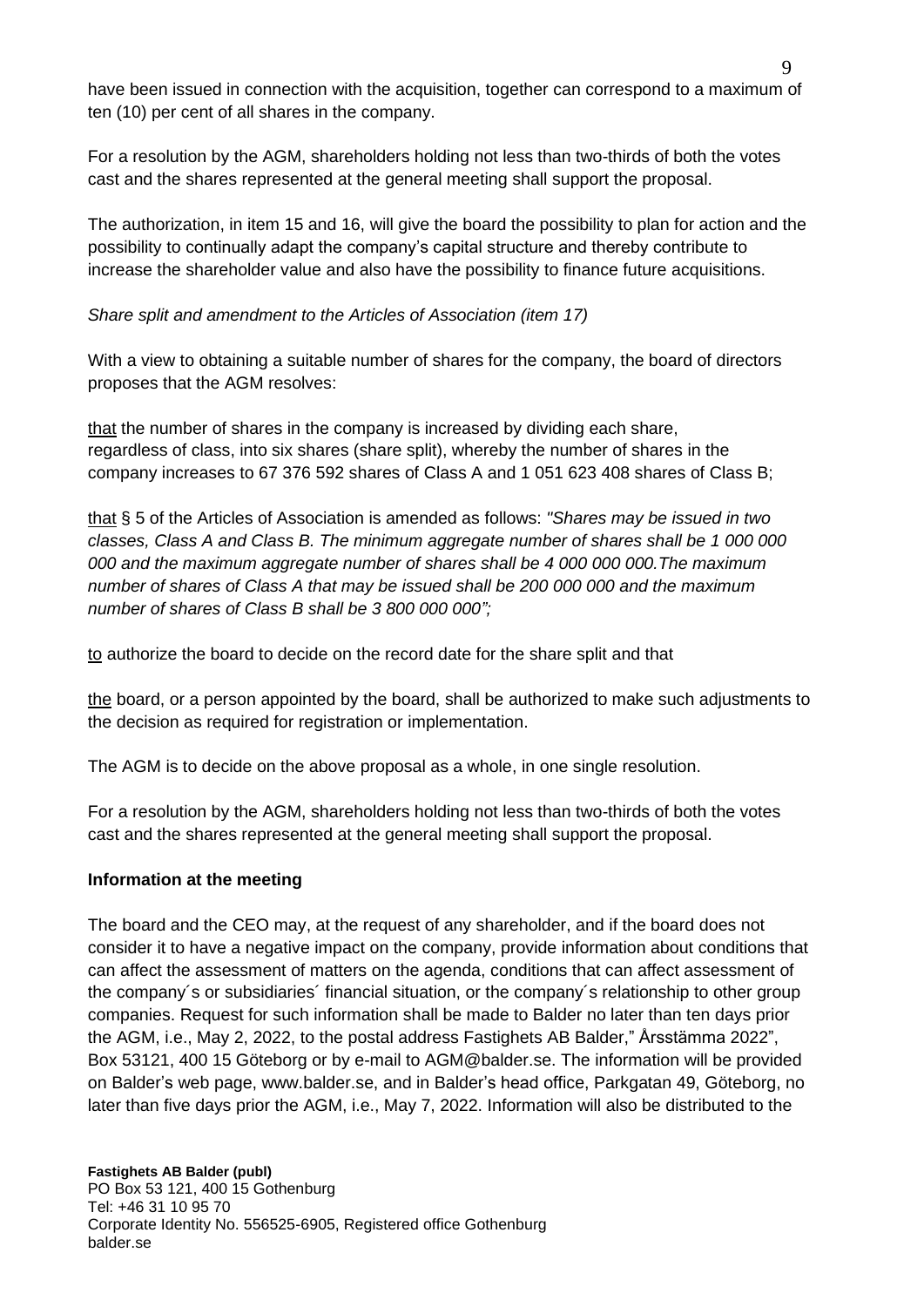have been issued in connection with the acquisition, together can correspond to a maximum of ten (10) per cent of all shares in the company.

For a resolution by the AGM, shareholders holding not less than two-thirds of both the votes cast and the shares represented at the general meeting shall support the proposal.

The authorization, in item 15 and 16, will give the board the possibility to plan for action and the possibility to continually adapt the company's capital structure and thereby contribute to increase the shareholder value and also have the possibility to finance future acquisitions.

*Share split and amendment to the Articles of Association (item 17)*

With a view to obtaining a suitable number of shares for the company, the board of directors proposes that the AGM resolves:

that the number of shares in the company is increased by dividing each share, regardless of class, into six shares (share split), whereby the number of shares in the company increases to 67 376 592 shares of Class A and 1 051 623 408 shares of Class B;

that § 5 of the Articles of Association is amended as follows: *"Shares may be issued in two classes, Class A and Class B. The minimum aggregate number of shares shall be 1 000 000 000 and the maximum aggregate number of shares shall be 4 000 000 000.The maximum number of shares of Class A that may be issued shall be 200 000 000 and the maximum number of shares of Class B shall be 3 800 000 000";*

to authorize the board to decide on the record date for the share split and that

the board, or a person appointed by the board, shall be authorized to make such adjustments to the decision as required for registration or implementation.

The AGM is to decide on the above proposal as a whole, in one single resolution.

For a resolution by the AGM, shareholders holding not less than two-thirds of both the votes cast and the shares represented at the general meeting shall support the proposal.

**Information at the meeting**

The board and the CEO may, at the request of any shareholder, and if the board does not consider it to have a negative impact on the company, provide information about conditions that can affect the assessment of matters on the agenda, conditions that can affect assessment of the company´s or subsidiaries´ financial situation, or the company´s relationship to other group companies. Request for such information shall be made to Balder no later than ten days prior the AGM, i.e., May 2, 2022, to the postal address Fastighets AB Balder," Årsstämma 2022", Box 53121, 400 15 Göteborg or by e-mail to AGM@balder.se. The information will be provided on Balder's web page, www.balder.se, and in Balder's head office, Parkgatan 49, Göteborg, no later than five days prior the AGM, i.e., May 7, 2022. Information will also be distributed to the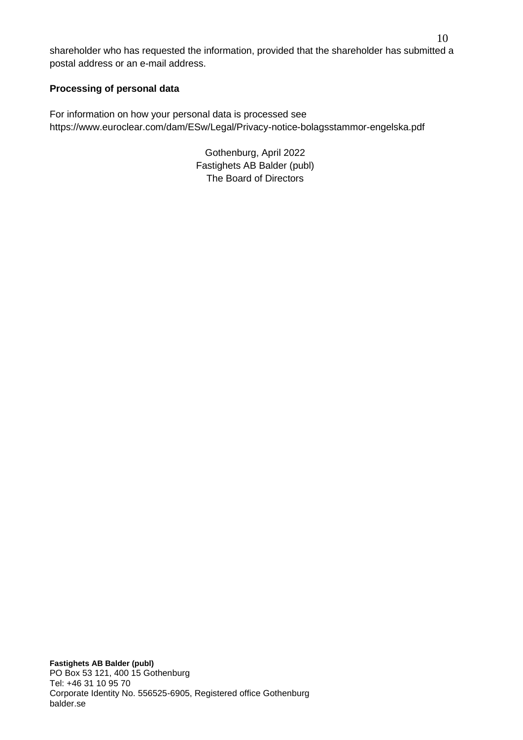shareholder who has requested the information, provided that the shareholder has submitted a postal address or an e-mail address.

**Processing of personal data**

For information on how your personal data is processed see https://www.euroclear.com/dam/ESw/Legal/Privacy-notice-bolagsstammor-engelska.pdf

Gothenburg, April 2022
Fastighets AB Balder (publ)
The Board of Directors

**Fastighets AB Balder (publ)**
PO Box 53 121, 400 15 Gothenburg
Tel: +46 31 10 95 70
Corporate Identity No. 556525-6905, Registered office Gothenburg
balder.se